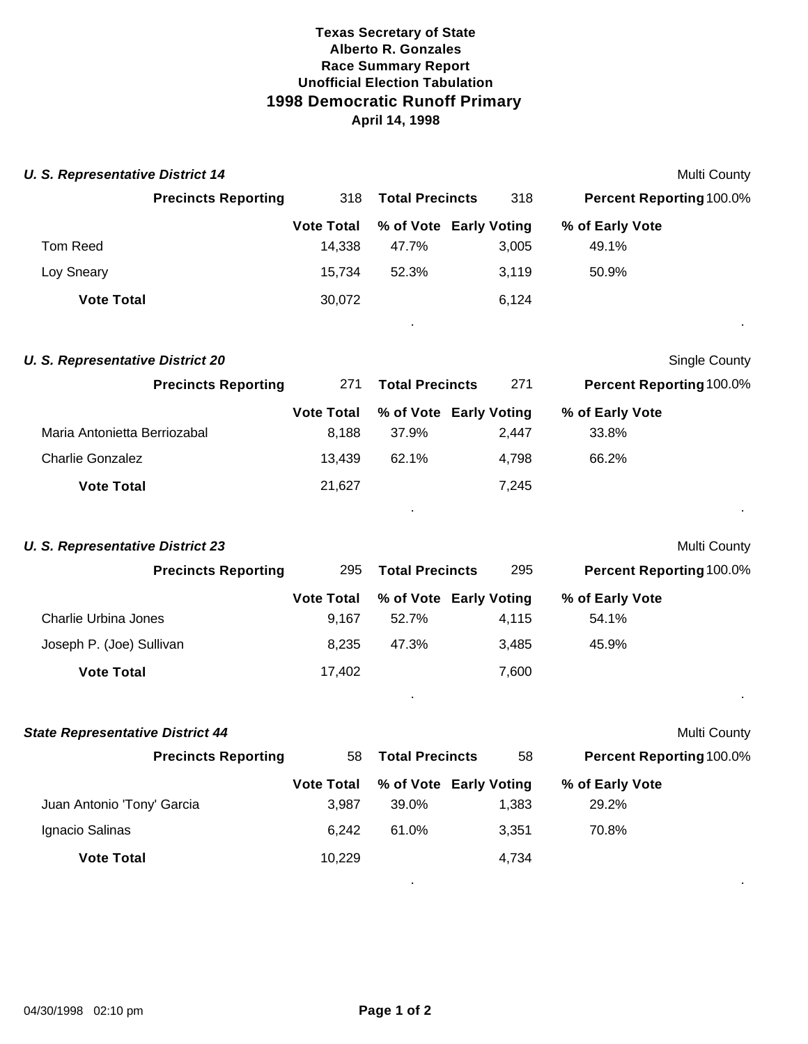**Texas Secretary of State**
**Alberto R. Gonzales**
**Race Summary Report**
**Unofficial Election Tabulation**

# 1998 Democratic Runoff Primary

**April 14, 1998**

### *U. S. Representative District 14*

Multi County

**Precincts Reporting** 318 **Total Precincts** 318 **Percent Reporting** 100.0%

| | Vote Total | % of Vote | Early Voting | % of Early Vote |
|---|---|---|---|---|
| Tom Reed | 14,338 | 47.7% | 3,005 | 49.1% |
| Loy Sneary | 15,734 | 52.3% | 3,119 | 50.9% |
| **Vote Total** | 30,072 | | 6,124 | |

### *U. S. Representative District 20*

Single County

**Precincts Reporting** 271 **Total Precincts** 271 **Percent Reporting** 100.0%

| | Vote Total | % of Vote | Early Voting | % of Early Vote |
|---|---|---|---|---|
| Maria Antonietta Berriozabal | 8,188 | 37.9% | 2,447 | 33.8% |
| Charlie Gonzalez | 13,439 | 62.1% | 4,798 | 66.2% |
| **Vote Total** | 21,627 | | 7,245 | |

### *U. S. Representative District 23*

Multi County

**Precincts Reporting** 295 **Total Precincts** 295 **Percent Reporting** 100.0%

| | Vote Total | % of Vote | Early Voting | % of Early Vote |
|---|---|---|---|---|
| Charlie Urbina Jones | 9,167 | 52.7% | 4,115 | 54.1% |
| Joseph P. (Joe) Sullivan | 8,235 | 47.3% | 3,485 | 45.9% |
| **Vote Total** | 17,402 | | 7,600 | |

### *State Representative District 44*

Multi County

**Precincts Reporting** 58 **Total Precincts** 58 **Percent Reporting** 100.0%

| | Vote Total | % of Vote | Early Voting | % of Early Vote |
|---|---|---|---|---|
| Juan Antonio 'Tony' Garcia | 3,987 | 39.0% | 1,383 | 29.2% |
| Ignacio Salinas | 6,242 | 61.0% | 3,351 | 70.8% |
| **Vote Total** | 10,229 | | 4,734 | |

04/30/1998 02:10 pm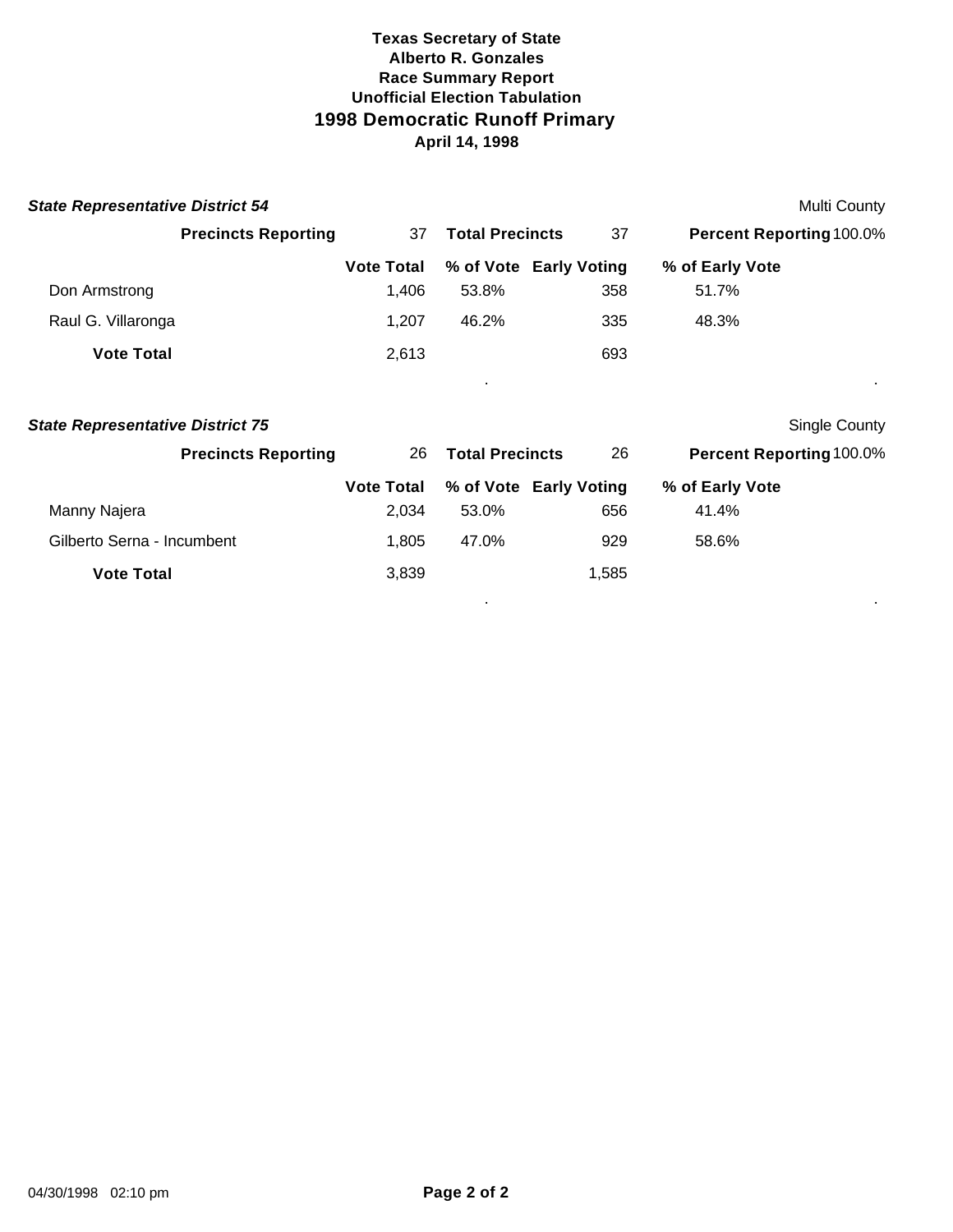**Texas Secretary of State**
**Alberto R. Gonzales**
**Race Summary Report**
**Unofficial Election Tabulation**

# 1998 Democratic Runoff Primary

**April 14, 1998**

### *State Representative District 54*

Multi County

**Precincts Reporting** 37 **Total Precincts** 37 **Percent Reporting** 100.0%

| | Vote Total | % of Vote | Early Voting | % of Early Vote |
|---|---|---|---|---|
| Don Armstrong | 1,406 | 53.8% | 358 | 51.7% |
| Raul G. Villaronga | 1,207 | 46.2% | 335 | 48.3% |
| **Vote Total** | 2,613 | | 693 | |

### *State Representative District 75*

Single County

**Precincts Reporting** 26 **Total Precincts** 26 **Percent Reporting** 100.0%

| | Vote Total | % of Vote | Early Voting | % of Early Vote |
|---|---|---|---|---|
| Manny Najera | 2,034 | 53.0% | 656 | 41.4% |
| Gilberto Serna - Incumbent | 1,805 | 47.0% | 929 | 58.6% |
| **Vote Total** | 3,839 | | 1,585 | |

04/30/1998 02:10 pm